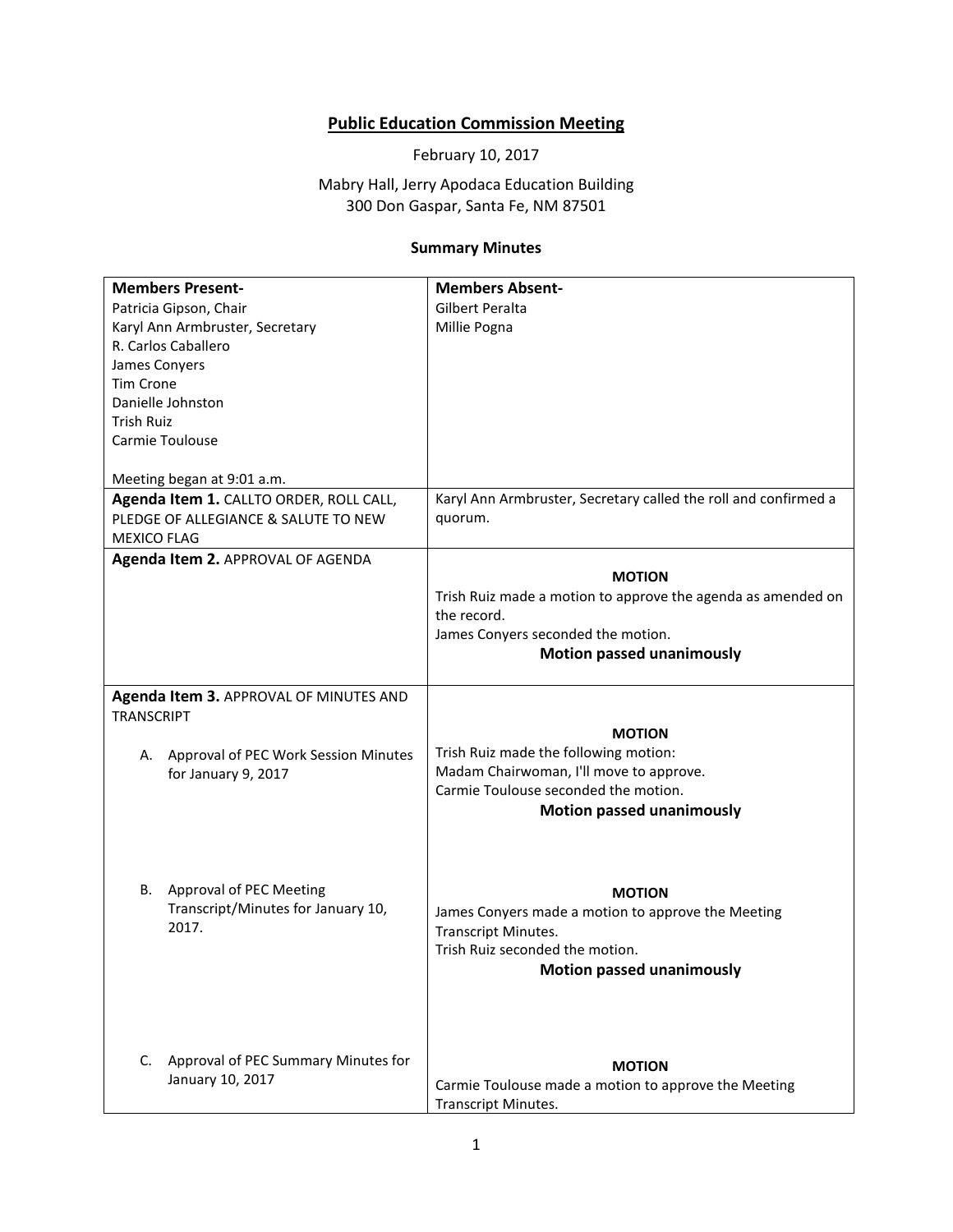# Public Education Commission Meeting

February 10, 2017

Mabry Hall, Jerry Apodaca Education Building
300 Don Gaspar, Santa Fe, NM 87501

**Summary Minutes**

| **Members Present-**<br>Patricia Gipson, Chair<br>Karyl Ann Armbruster, Secretary<br>R. Carlos Caballero<br>James Conyers<br>Tim Crone<br>Danielle Johnston<br>Trish Ruiz<br>Carmie Toulouse<br><br>Meeting began at 9:01 a.m. | **Members Absent-**<br>Gilbert Peralta<br>Millie Pogna |
|---|---|
| **Agenda Item 1.** CALLTO ORDER, ROLL CALL, PLEDGE OF ALLEGIANCE & SALUTE TO NEW MEXICO FLAG | Karyl Ann Armbruster, Secretary called the roll and confirmed a quorum. |
| **Agenda Item 2.** APPROVAL OF AGENDA | **MOTION**<br>Trish Ruiz made a motion to approve the agenda as amended on the record.<br>James Conyers seconded the motion.<br>**Motion passed unanimously** |
| **Agenda Item 3.** APPROVAL OF MINUTES AND TRANSCRIPT<br><br>A. Approval of PEC Work Session Minutes for January 9, 2017 | **MOTION**<br>Trish Ruiz made the following motion:<br>Madam Chairwoman, I'll move to approve.<br>Carmie Toulouse seconded the motion.<br>**Motion passed unanimously** |
| B. Approval of PEC Meeting Transcript/Minutes for January 10, 2017. | **MOTION**<br>James Conyers made a motion to approve the Meeting Transcript Minutes.<br>Trish Ruiz seconded the motion.<br>**Motion passed unanimously** |
| C. Approval of PEC Summary Minutes for January 10, 2017 | **MOTION**<br>Carmie Toulouse made a motion to approve the Meeting Transcript Minutes. |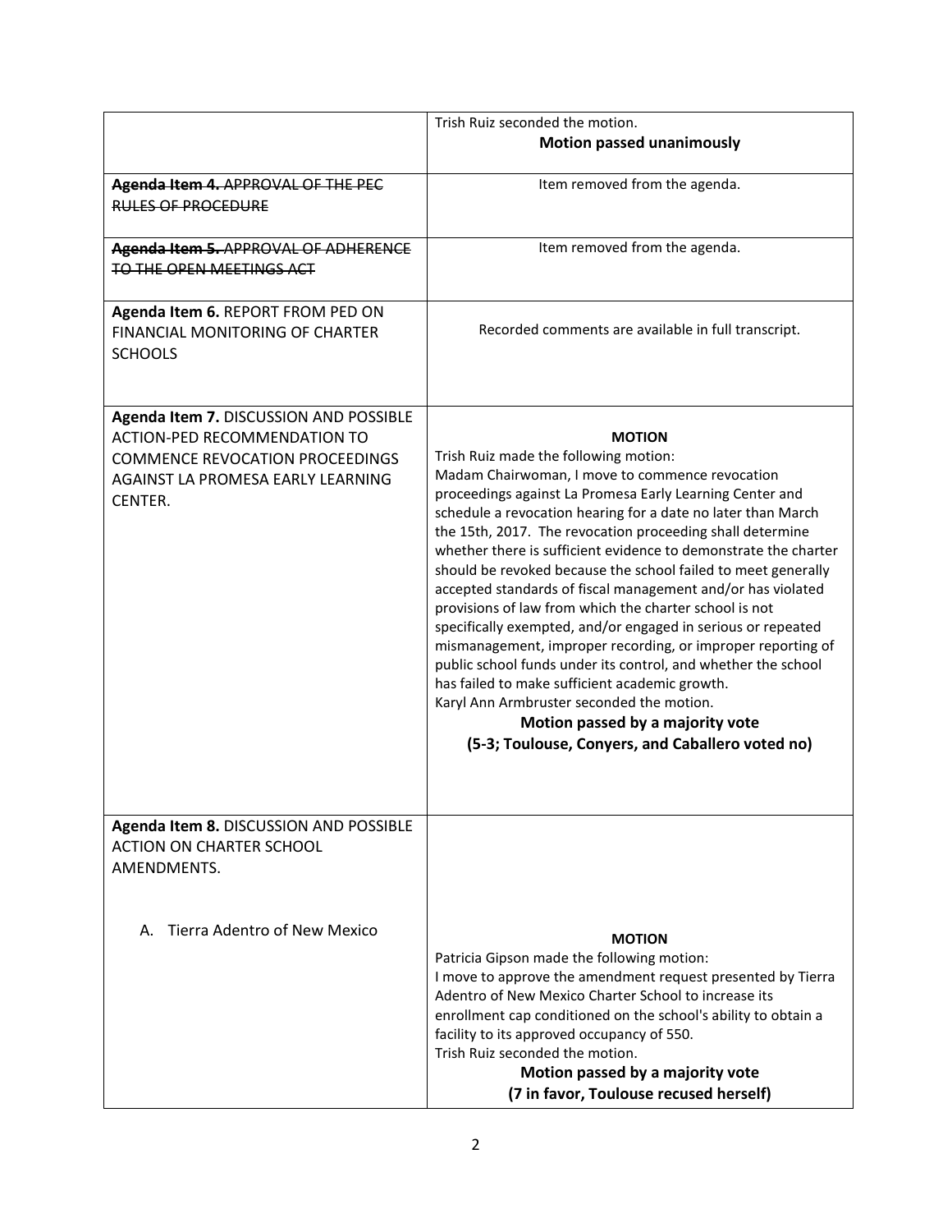| | |
|---|---|
| | Trish Ruiz seconded the motion.<br>**Motion passed unanimously** |
| ~~**Agenda Item 4.** APPROVAL OF THE PEC RULES OF PROCEDURE~~ | Item removed from the agenda. |
| ~~**Agenda Item 5.** APPROVAL OF ADHERENCE TO THE OPEN MEETINGS ACT~~ | Item removed from the agenda. |
| **Agenda Item 6.** REPORT FROM PED ON FINANCIAL MONITORING OF CHARTER SCHOOLS | Recorded comments are available in full transcript. |
| **Agenda Item 7.** DISCUSSION AND POSSIBLE ACTION-PED RECOMMENDATION TO COMMENCE REVOCATION PROCEEDINGS AGAINST LA PROMESA EARLY LEARNING CENTER. | **MOTION**<br>Trish Ruiz made the following motion:<br>Madam Chairwoman, I move to commence revocation proceedings against La Promesa Early Learning Center and schedule a revocation hearing for a date no later than March the 15th, 2017. The revocation proceeding shall determine whether there is sufficient evidence to demonstrate the charter should be revoked because the school failed to meet generally accepted standards of fiscal management and/or has violated provisions of law from which the charter school is not specifically exempted, and/or engaged in serious or repeated mismanagement, improper recording, or improper reporting of public school funds under its control, and whether the school has failed to make sufficient academic growth.<br>Karyl Ann Armbruster seconded the motion.<br>**Motion passed by a majority vote**<br>**(5-3; Toulouse, Conyers, and Caballero voted no)** |
| **Agenda Item 8.** DISCUSSION AND POSSIBLE ACTION ON CHARTER SCHOOL AMENDMENTS.<br><br>A. Tierra Adentro of New Mexico | **MOTION**<br>Patricia Gipson made the following motion:<br>I move to approve the amendment request presented by Tierra Adentro of New Mexico Charter School to increase its enrollment cap conditioned on the school's ability to obtain a facility to its approved occupancy of 550.<br>Trish Ruiz seconded the motion.<br>**Motion passed by a majority vote**<br>**(7 in favor, Toulouse recused herself)** |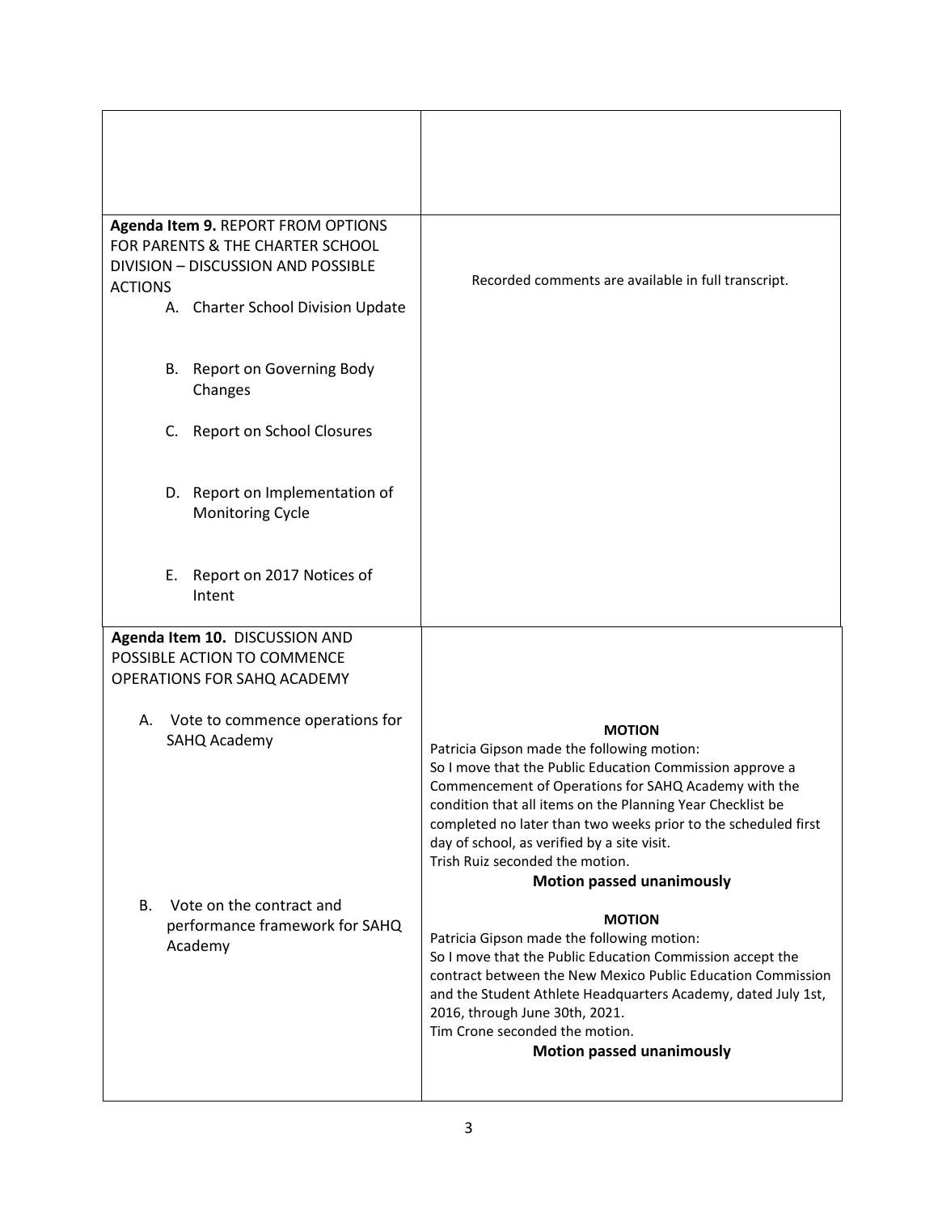| | |
|---|---|
| | |
| **Agenda Item 9.** REPORT FROM OPTIONS FOR PARENTS & THE CHARTER SCHOOL DIVISION – DISCUSSION AND POSSIBLE ACTIONS<br>A. Charter School Division Update<br>B. Report on Governing Body Changes<br>C. Report on School Closures<br>D. Report on Implementation of Monitoring Cycle<br>E. Report on 2017 Notices of Intent | Recorded comments are available in full transcript. |
| **Agenda Item 10.** DISCUSSION AND POSSIBLE ACTION TO COMMENCE OPERATIONS FOR SAHQ ACADEMY<br>A. Vote to commence operations for SAHQ Academy | **MOTION**<br>Patricia Gipson made the following motion:<br>So I move that the Public Education Commission approve a Commencement of Operations for SAHQ Academy with the condition that all items on the Planning Year Checklist be completed no later than two weeks prior to the scheduled first day of school, as verified by a site visit.<br>Trish Ruiz seconded the motion.<br>**Motion passed unanimously** |
| B. Vote on the contract and performance framework for SAHQ Academy | **MOTION**<br>Patricia Gipson made the following motion:<br>So I move that the Public Education Commission accept the contract between the New Mexico Public Education Commission and the Student Athlete Headquarters Academy, dated July 1st, 2016, through June 30th, 2021.<br>Tim Crone seconded the motion.<br>**Motion passed unanimously** |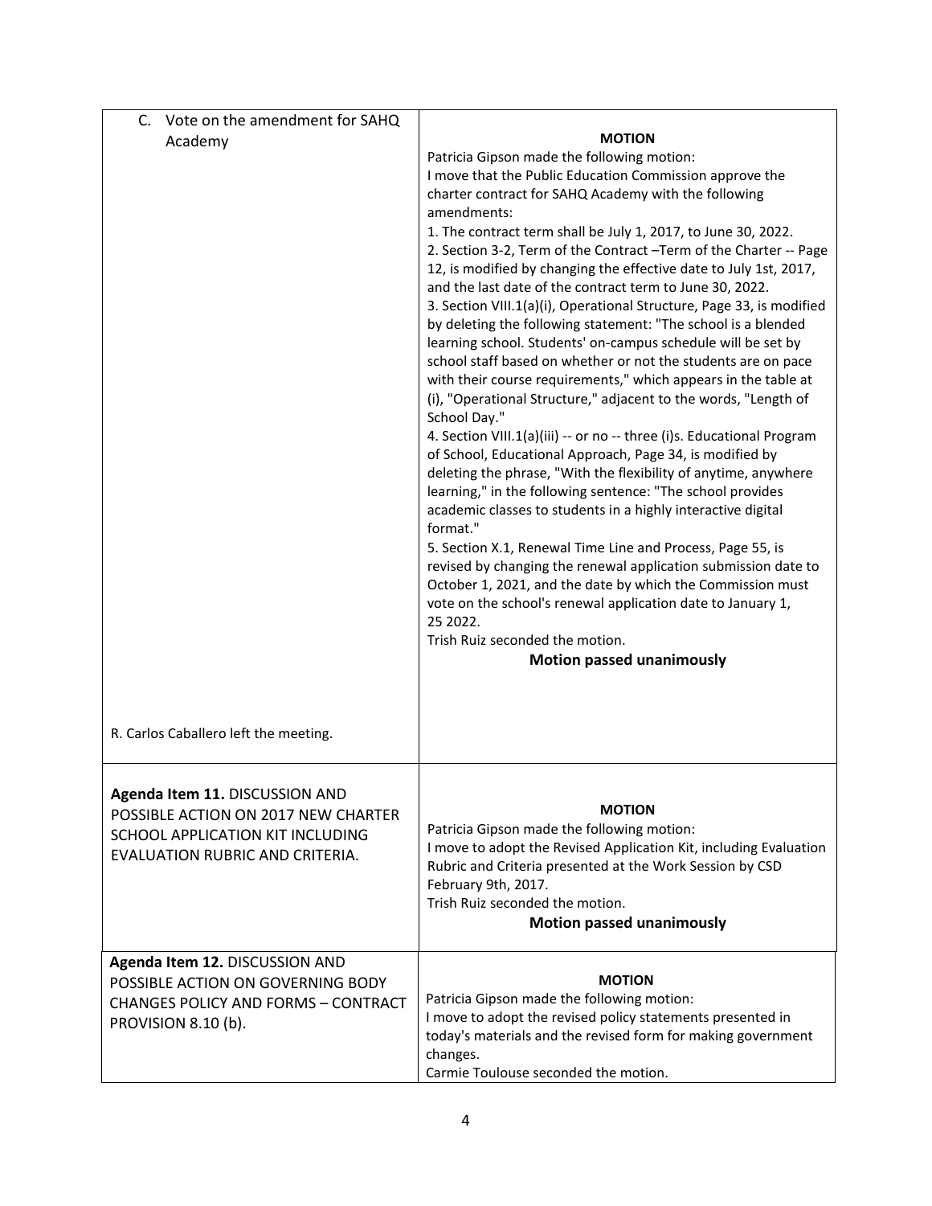| | |
|---|---|
| C. Vote on the amendment for SAHQ Academy<br><br>R. Carlos Caballero left the meeting. | **MOTION**<br>Patricia Gipson made the following motion:<br>I move that the Public Education Commission approve the charter contract for SAHQ Academy with the following amendments:<br>1. The contract term shall be July 1, 2017, to June 30, 2022.<br>2. Section 3-2, Term of the Contract –Term of the Charter -- Page 12, is modified by changing the effective date to July 1st, 2017, and the last date of the contract term to June 30, 2022.<br>3. Section VIII.1(a)(i), Operational Structure, Page 33, is modified by deleting the following statement: "The school is a blended learning school. Students' on-campus schedule will be set by school staff based on whether or not the students are on pace with their course requirements," which appears in the table at (i), "Operational Structure," adjacent to the words, "Length of School Day."<br>4. Section VIII.1(a)(iii) -- or no -- three (i)s. Educational Program of School, Educational Approach, Page 34, is modified by deleting the phrase, "With the flexibility of anytime, anywhere learning," in the following sentence: "The school provides academic classes to students in a highly interactive digital format."<br>5. Section X.1, Renewal Time Line and Process, Page 55, is revised by changing the renewal application submission date to October 1, 2021, and the date by which the Commission must vote on the school's renewal application date to January 1, 25 2022.<br>Trish Ruiz seconded the motion.<br>**Motion passed unanimously** |
| **Agenda Item 11.** DISCUSSION AND POSSIBLE ACTION ON 2017 NEW CHARTER SCHOOL APPLICATION KIT INCLUDING EVALUATION RUBRIC AND CRITERIA. | **MOTION**<br>Patricia Gipson made the following motion:<br>I move to adopt the Revised Application Kit, including Evaluation Rubric and Criteria presented at the Work Session by CSD February 9th, 2017.<br>Trish Ruiz seconded the motion.<br>**Motion passed unanimously** |
| **Agenda Item 12.** DISCUSSION AND POSSIBLE ACTION ON GOVERNING BODY CHANGES POLICY AND FORMS – CONTRACT PROVISION 8.10 (b). | **MOTION**<br>Patricia Gipson made the following motion:<br>I move to adopt the revised policy statements presented in today's materials and the revised form for making government changes.<br>Carmie Toulouse seconded the motion. |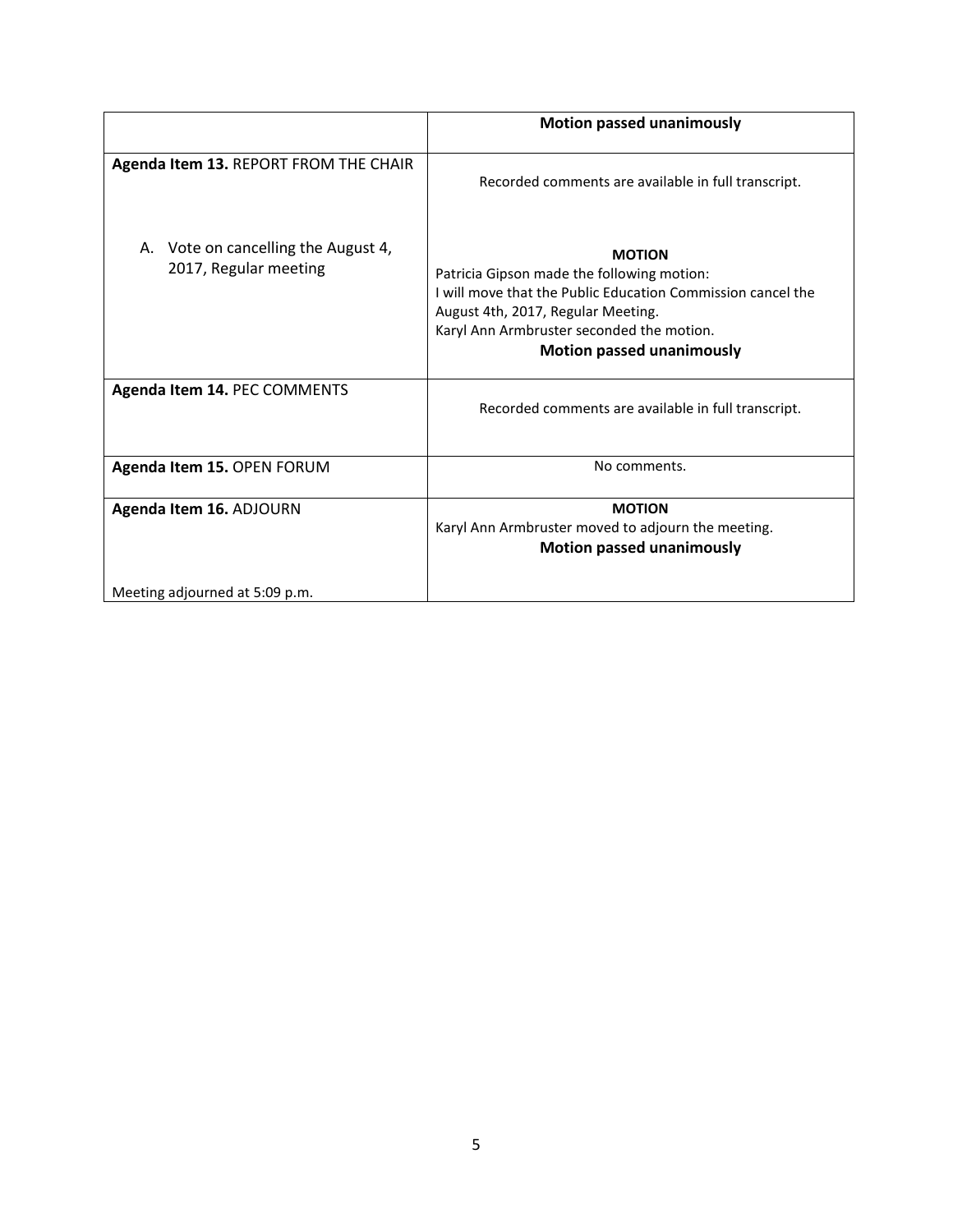| | |
|---|---|
| | **Motion passed unanimously** |
| **Agenda Item 13.** REPORT FROM THE CHAIR<br><br>A. Vote on cancelling the August 4, 2017, Regular meeting | Recorded comments are available in full transcript.<br><br>**MOTION**<br>Patricia Gipson made the following motion:<br>I will move that the Public Education Commission cancel the August 4th, 2017, Regular Meeting.<br>Karyl Ann Armbruster seconded the motion.<br>**Motion passed unanimously** |
| **Agenda Item 14.** PEC COMMENTS | Recorded comments are available in full transcript. |
| **Agenda Item 15.** OPEN FORUM | No comments. |
| **Agenda Item 16.** ADJOURN<br><br>Meeting adjourned at 5:09 p.m. | **MOTION**<br>Karyl Ann Armbruster moved to adjourn the meeting.<br>**Motion passed unanimously** |